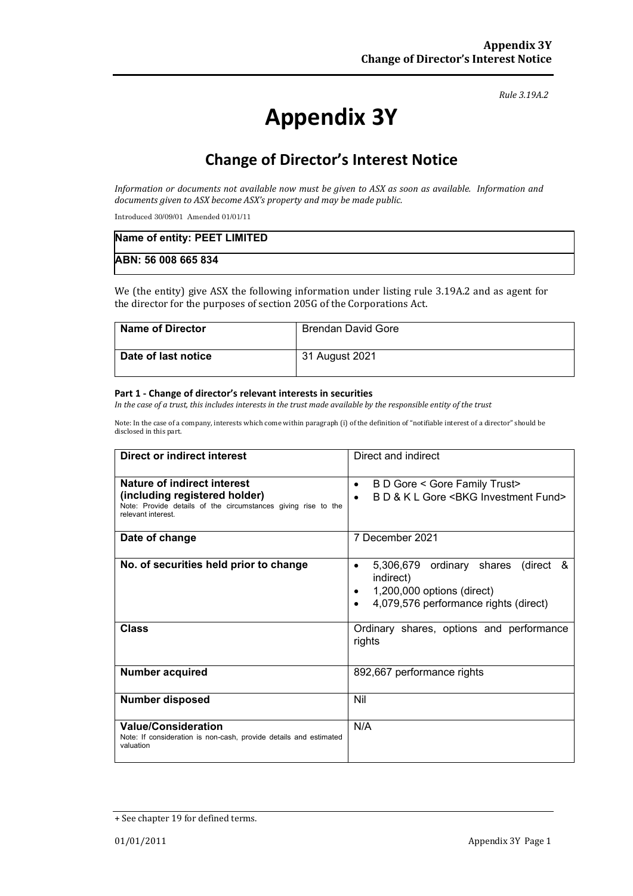*Rule 3.19A.2*

# Appendix 3Y

## Change of Director's Interest Notice

*Information or documents not available now must be given to ASX as soon as available. Information and documents given to ASX become ASX's property and may be made public.*

Introduced 30/09/01 Amended 01/01/11

| |
|---|
| **Name of entity: PEET LIMITED** |
| **ABN: 56 008 665 834** |

We (the entity) give ASX the following information under listing rule 3.19A.2 and as agent for the director for the purposes of section 205G of the Corporations Act.

| | |
|---|---|
| **Name of Director** | Brendan David Gore |
| **Date of last notice** | 31 August 2021 |

#### Part 1 - Change of director's relevant interests in securities

*In the case of a trust, this includes interests in the trust made available by the responsible entity of the trust*

Note: In the case of a company, interests which come within paragraph (i) of the definition of "notifiable interest of a director" should be disclosed in this part.

| | |
|---|---|
| **Direct or indirect interest** | Direct and indirect |
| **Nature of indirect interest (including registered holder)**<br>Note: Provide details of the circumstances giving rise to the relevant interest. | • B D Gore < Gore Family Trust><br>• B D & K L Gore <BKG Investment Fund> |
| **Date of change** | 7 December 2021 |
| **No. of securities held prior to change** | • 5,306,679 ordinary shares (direct & indirect)<br>• 1,200,000 options (direct)<br>• 4,079,576 performance rights (direct) |
| **Class** | Ordinary shares, options and performance rights |
| **Number acquired** | 892,667 performance rights |
| **Number disposed** | Nil |
| **Value/Consideration**<br>Note: If consideration is non-cash, provide details and estimated valuation | N/A |

+ See chapter 19 for defined terms.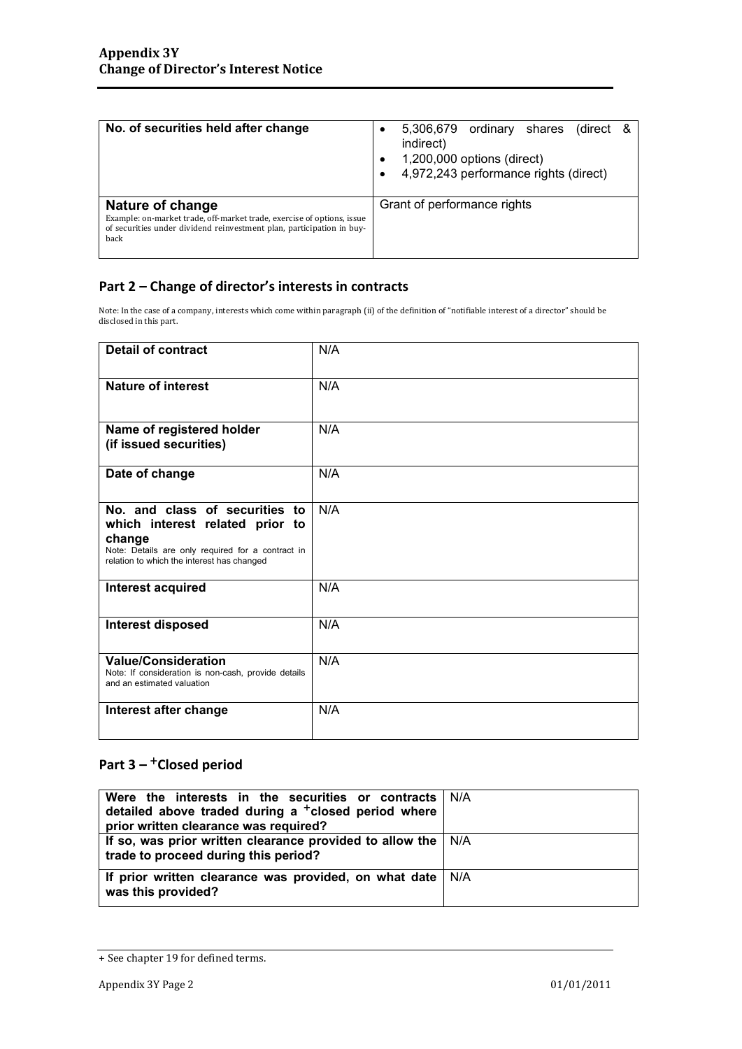| | |
|---|---|
| **No. of securities held after change** | • 5,306,679 ordinary shares (direct & indirect)<br>• 1,200,000 options (direct)<br>• 4,972,243 performance rights (direct) |
| **Nature of change**<br>Example: on-market trade, off-market trade, exercise of options, issue of securities under dividend reinvestment plan, participation in buy-back | Grant of performance rights |

## Part 2 – Change of director's interests in contracts

Note: In the case of a company, interests which come within paragraph (ii) of the definition of "notifiable interest of a director" should be disclosed in this part.

| | |
|---|---|
| **Detail of contract** | N/A |
| **Nature of interest** | N/A |
| **Name of registered holder (if issued securities)** | N/A |
| **Date of change** | N/A |
| **No. and class of securities to which interest related prior to change**<br>Note: Details are only required for a contract in relation to which the interest has changed | N/A |
| **Interest acquired** | N/A |
| **Interest disposed** | N/A |
| **Value/Consideration**<br>Note: If consideration is non-cash, provide details and an estimated valuation | N/A |
| **Interest after change** | N/A |

## Part 3 – +Closed period

| | |
|---|---|
| **Were the interests in the securities or contracts detailed above traded during a +closed period where prior written clearance was required?** | N/A |
| **If so, was prior written clearance provided to allow the trade to proceed during this period?** | N/A |
| **If prior written clearance was provided, on what date was this provided?** | N/A |

+ See chapter 19 for defined terms.